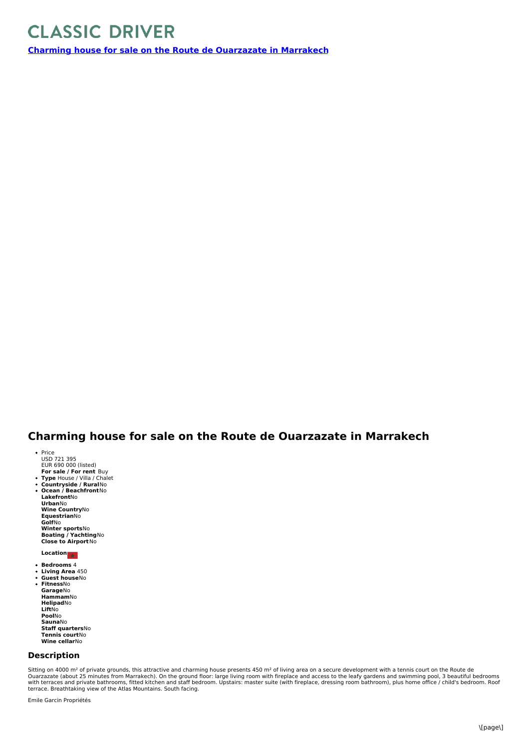# CLASSIC DRIVER

**Charming house for sale on the Route de Ouarzazate in Marrakech**

## Charming house for sale on the Route de Ouarzazate in Marrakech

- Price
  USD 721 395
  EUR 690 000 (listed)
  **For sale / For rent** Buy
- **Type** House / Villa / Chalet
- **Countryside / Rural** No
- **Ocean / Beachfront** No
  **Lakefront** No
  **Urban** No
  **Wine Country** No
  **Equestrian** No
  **Golf** No
  **Winter sports** No
  **Boating / Yachting** No
  **Close to Airport** No

  **Location**

- **Bedrooms** 4
- **Living Area** 450
- **Guest house** No
- **Fitness** No
  **Garage** No
  **Hammam** No
  **Helipad** No
  **Lift** No
  **Pool** No
  **Sauna** No
  **Staff quarters** No
  **Tennis court** No
  **Wine cellar** No

### Description

Sitting on 4000 m² of private grounds, this attractive and charming house presents 450 m² of living area on a secure development with a tennis court on the Route de Ouarzazate (about 25 minutes from Marrakech). On the ground floor: large living room with fireplace and access to the leafy gardens and swimming pool, 3 beautiful bedrooms with terraces and private bathrooms, fitted kitchen and staff bedroom. Upstairs: master suite (with fireplace, dressing room bathroom), plus home office / child's bedroom. Roof terrace. Breathtaking view of the Atlas Mountains. South facing.

Emile Garcin Propriétés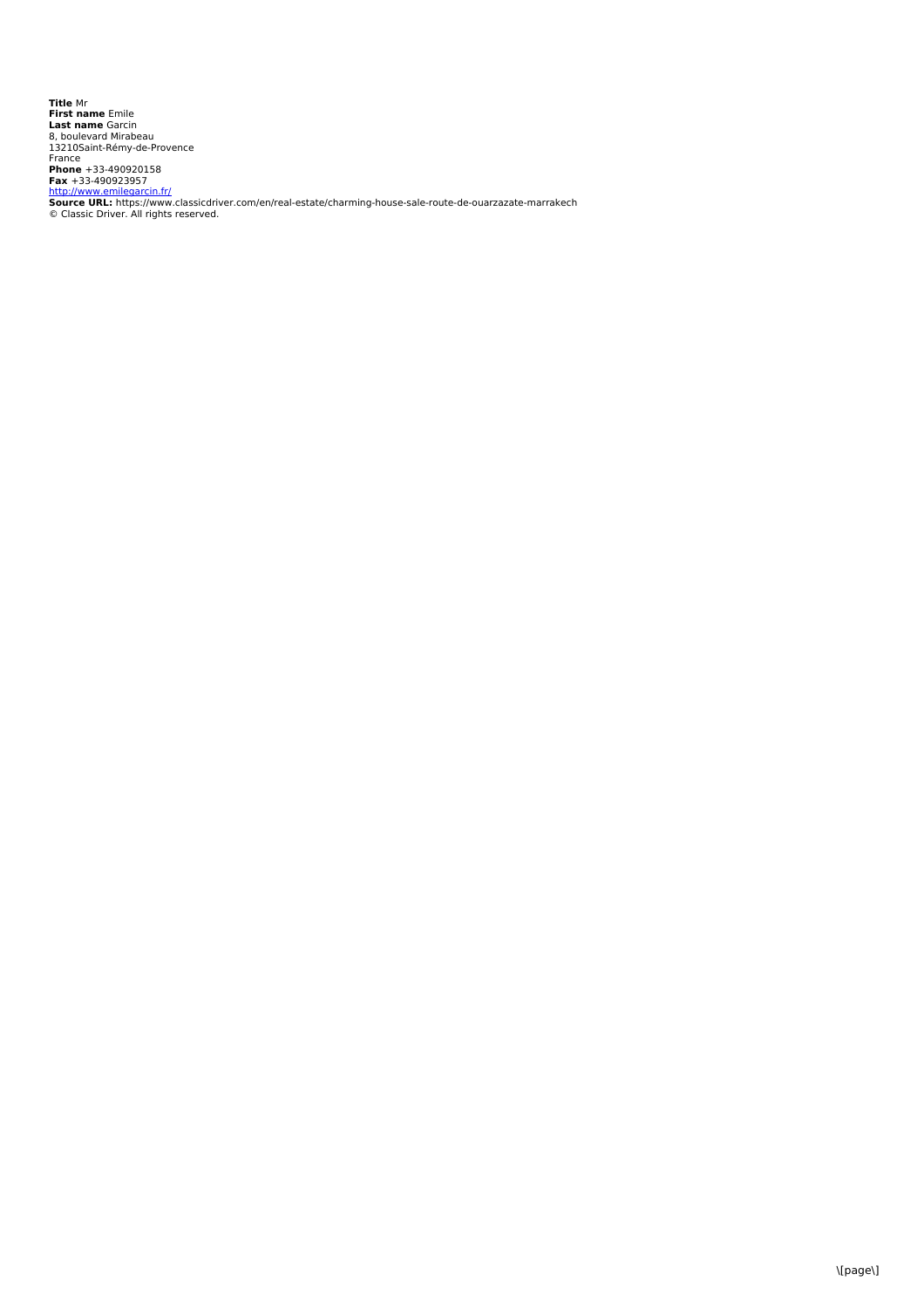**Title** Mr
**First name** Emile
**Last name** Garcin
8, boulevard Mirabeau
13210Saint-Rémy-de-Provence
France
**Phone** +33-490920158
**Fax** +33-490923957
[http://www.emilegarcin.fr/](http://www.emilegarcin.fr/)
**Source URL:** https://www.classicdriver.com/en/real-estate/charming-house-sale-route-de-ouarzazate-marrakech
© Classic Driver. All rights reserved.